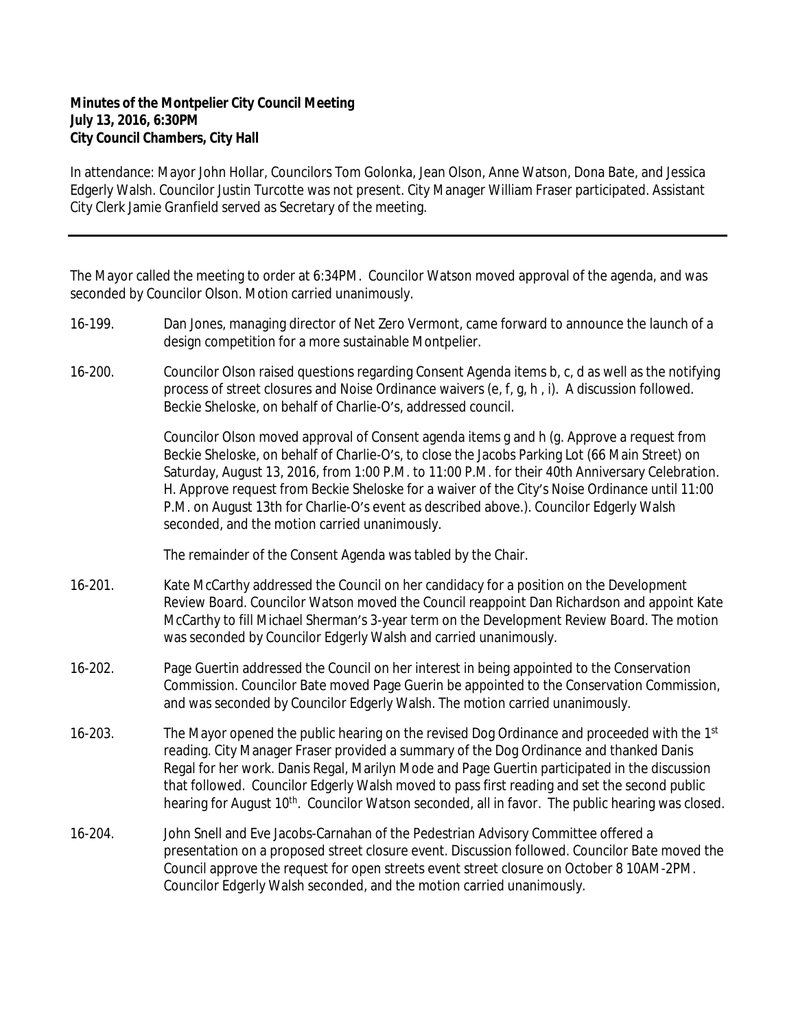**Minutes of the Montpelier City Council Meeting**
**July 13, 2016, 6:30PM**
**City Council Chambers, City Hall**

In attendance: Mayor John Hollar, Councilors Tom Golonka, Jean Olson, Anne Watson, Dona Bate, and Jessica Edgerly Walsh. Councilor Justin Turcotte was not present. City Manager William Fraser participated. Assistant City Clerk Jamie Granfield served as Secretary of the meeting.

---

The Mayor called the meeting to order at 6:34PM. Councilor Watson moved approval of the agenda, and was seconded by Councilor Olson. Motion carried unanimously.

16-199. Dan Jones, managing director of Net Zero Vermont, came forward to announce the launch of a design competition for a more sustainable Montpelier.

16-200. Councilor Olson raised questions regarding Consent Agenda items b, c, d as well as the notifying process of street closures and Noise Ordinance waivers (e, f, g, h , i). A discussion followed. Beckie Sheloske, on behalf of Charlie-O's, addressed council.

Councilor Olson moved approval of Consent agenda items g and h (g. Approve a request from Beckie Sheloske, on behalf of Charlie-O's, to close the Jacobs Parking Lot (66 Main Street) on Saturday, August 13, 2016, from 1:00 P.M. to 11:00 P.M. for their 40th Anniversary Celebration. H. Approve request from Beckie Sheloske for a waiver of the City's Noise Ordinance until 11:00 P.M. on August 13th for Charlie-O's event as described above.). Councilor Edgerly Walsh seconded, and the motion carried unanimously.

The remainder of the Consent Agenda was tabled by the Chair.

16-201. Kate McCarthy addressed the Council on her candidacy for a position on the Development Review Board. Councilor Watson moved the Council reappoint Dan Richardson and appoint Kate McCarthy to fill Michael Sherman's 3-year term on the Development Review Board. The motion was seconded by Councilor Edgerly Walsh and carried unanimously.

16-202. Page Guertin addressed the Council on her interest in being appointed to the Conservation Commission. Councilor Bate moved Page Guerin be appointed to the Conservation Commission, and was seconded by Councilor Edgerly Walsh. The motion carried unanimously.

16-203. The Mayor opened the public hearing on the revised Dog Ordinance and proceeded with the 1st reading. City Manager Fraser provided a summary of the Dog Ordinance and thanked Danis Regal for her work. Danis Regal, Marilyn Mode and Page Guertin participated in the discussion that followed. Councilor Edgerly Walsh moved to pass first reading and set the second public hearing for August 10th. Councilor Watson seconded, all in favor. The public hearing was closed.

16-204. John Snell and Eve Jacobs-Carnahan of the Pedestrian Advisory Committee offered a presentation on a proposed street closure event. Discussion followed. Councilor Bate moved the Council approve the request for open streets event street closure on October 8 10AM-2PM. Councilor Edgerly Walsh seconded, and the motion carried unanimously.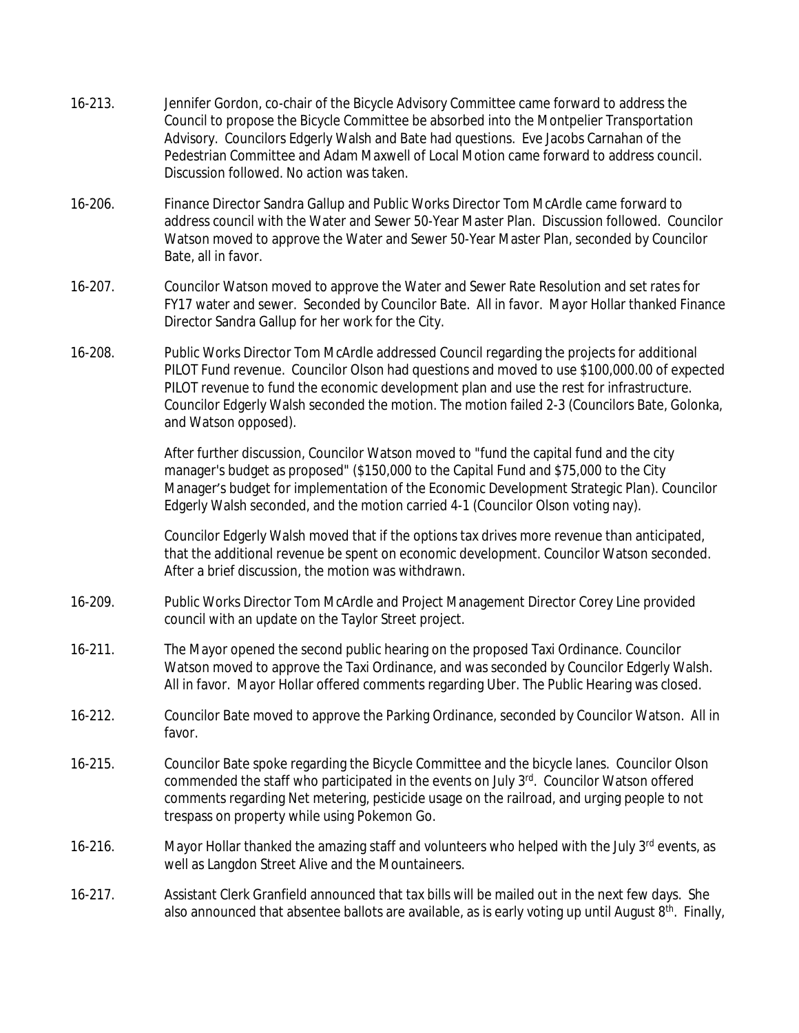16-213. Jennifer Gordon, co-chair of the Bicycle Advisory Committee came forward to address the Council to propose the Bicycle Committee be absorbed into the Montpelier Transportation Advisory. Councilors Edgerly Walsh and Bate had questions. Eve Jacobs Carnahan of the Pedestrian Committee and Adam Maxwell of Local Motion came forward to address council. Discussion followed. No action was taken.

16-206. Finance Director Sandra Gallup and Public Works Director Tom McArdle came forward to address council with the Water and Sewer 50-Year Master Plan. Discussion followed. Councilor Watson moved to approve the Water and Sewer 50-Year Master Plan, seconded by Councilor Bate, all in favor.

16-207. Councilor Watson moved to approve the Water and Sewer Rate Resolution and set rates for FY17 water and sewer. Seconded by Councilor Bate. All in favor. Mayor Hollar thanked Finance Director Sandra Gallup for her work for the City.

16-208. Public Works Director Tom McArdle addressed Council regarding the projects for additional PILOT Fund revenue. Councilor Olson had questions and moved to use $100,000.00 of expected PILOT revenue to fund the economic development plan and use the rest for infrastructure. Councilor Edgerly Walsh seconded the motion. The motion failed 2-3 (Councilors Bate, Golonka, and Watson opposed).

After further discussion, Councilor Watson moved to "fund the capital fund and the city manager's budget as proposed" ($150,000 to the Capital Fund and $75,000 to the City Manager's budget for implementation of the Economic Development Strategic Plan). Councilor Edgerly Walsh seconded, and the motion carried 4-1 (Councilor Olson voting nay).

Councilor Edgerly Walsh moved that if the options tax drives more revenue than anticipated, that the additional revenue be spent on economic development. Councilor Watson seconded. After a brief discussion, the motion was withdrawn.

16-209. Public Works Director Tom McArdle and Project Management Director Corey Line provided council with an update on the Taylor Street project.

16-211. The Mayor opened the second public hearing on the proposed Taxi Ordinance. Councilor Watson moved to approve the Taxi Ordinance, and was seconded by Councilor Edgerly Walsh. All in favor. Mayor Hollar offered comments regarding Uber. The Public Hearing was closed.

16-212. Councilor Bate moved to approve the Parking Ordinance, seconded by Councilor Watson. All in favor.

16-215. Councilor Bate spoke regarding the Bicycle Committee and the bicycle lanes. Councilor Olson commended the staff who participated in the events on July 3rd. Councilor Watson offered comments regarding Net metering, pesticide usage on the railroad, and urging people to not trespass on property while using Pokemon Go.

16-216. Mayor Hollar thanked the amazing staff and volunteers who helped with the July 3rd events, as well as Langdon Street Alive and the Mountaineers.

16-217. Assistant Clerk Granfield announced that tax bills will be mailed out in the next few days. She also announced that absentee ballots are available, as is early voting up until August 8th. Finally,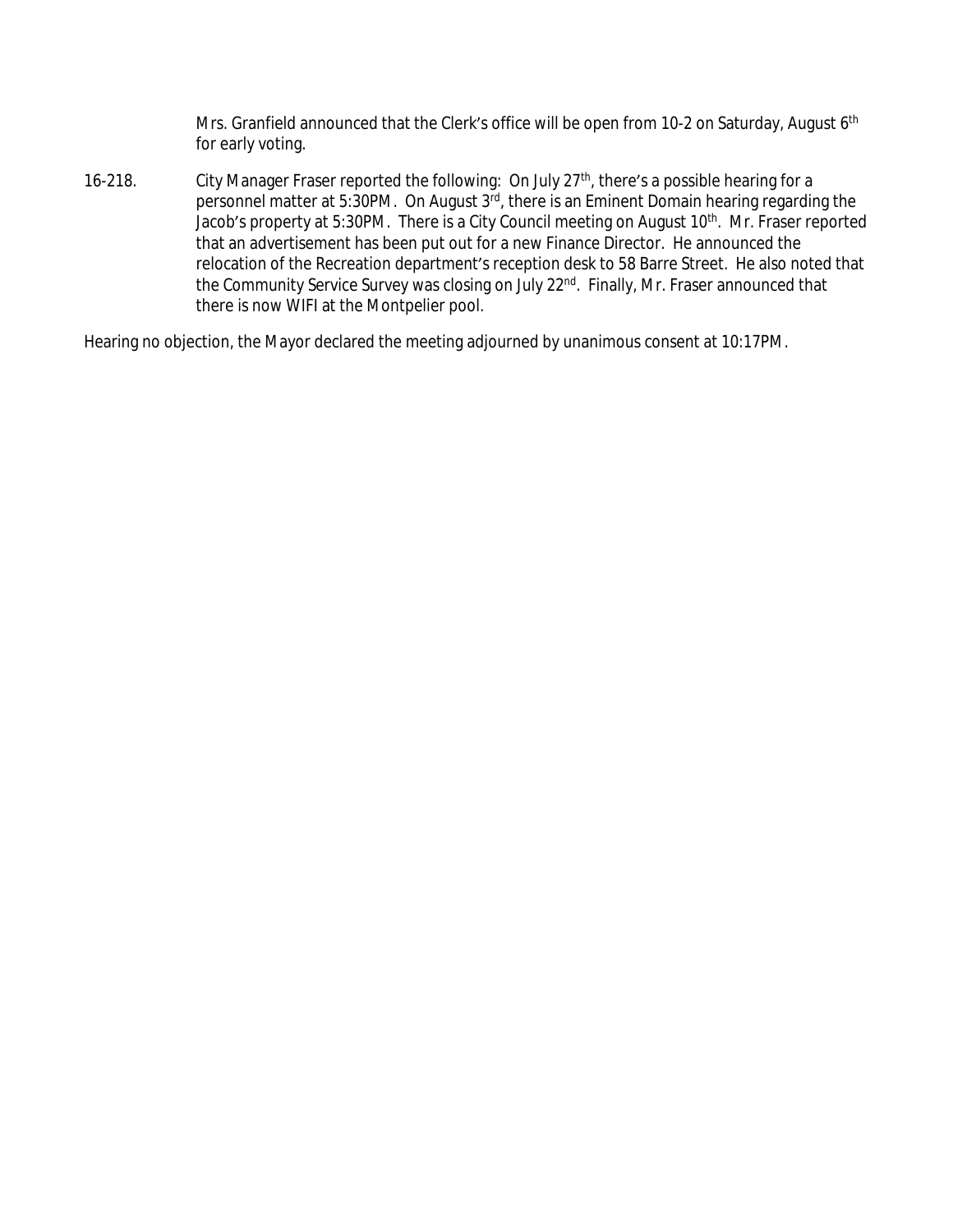Mrs. Granfield announced that the Clerk's office will be open from 10-2 on Saturday, August 6th for early voting.

16-218. City Manager Fraser reported the following: On July 27th, there's a possible hearing for a personnel matter at 5:30PM. On August 3rd, there is an Eminent Domain hearing regarding the Jacob's property at 5:30PM. There is a City Council meeting on August 10th. Mr. Fraser reported that an advertisement has been put out for a new Finance Director. He announced the relocation of the Recreation department's reception desk to 58 Barre Street. He also noted that the Community Service Survey was closing on July 22nd. Finally, Mr. Fraser announced that there is now WIFI at the Montpelier pool.

Hearing no objection, the Mayor declared the meeting adjourned by unanimous consent at 10:17PM.